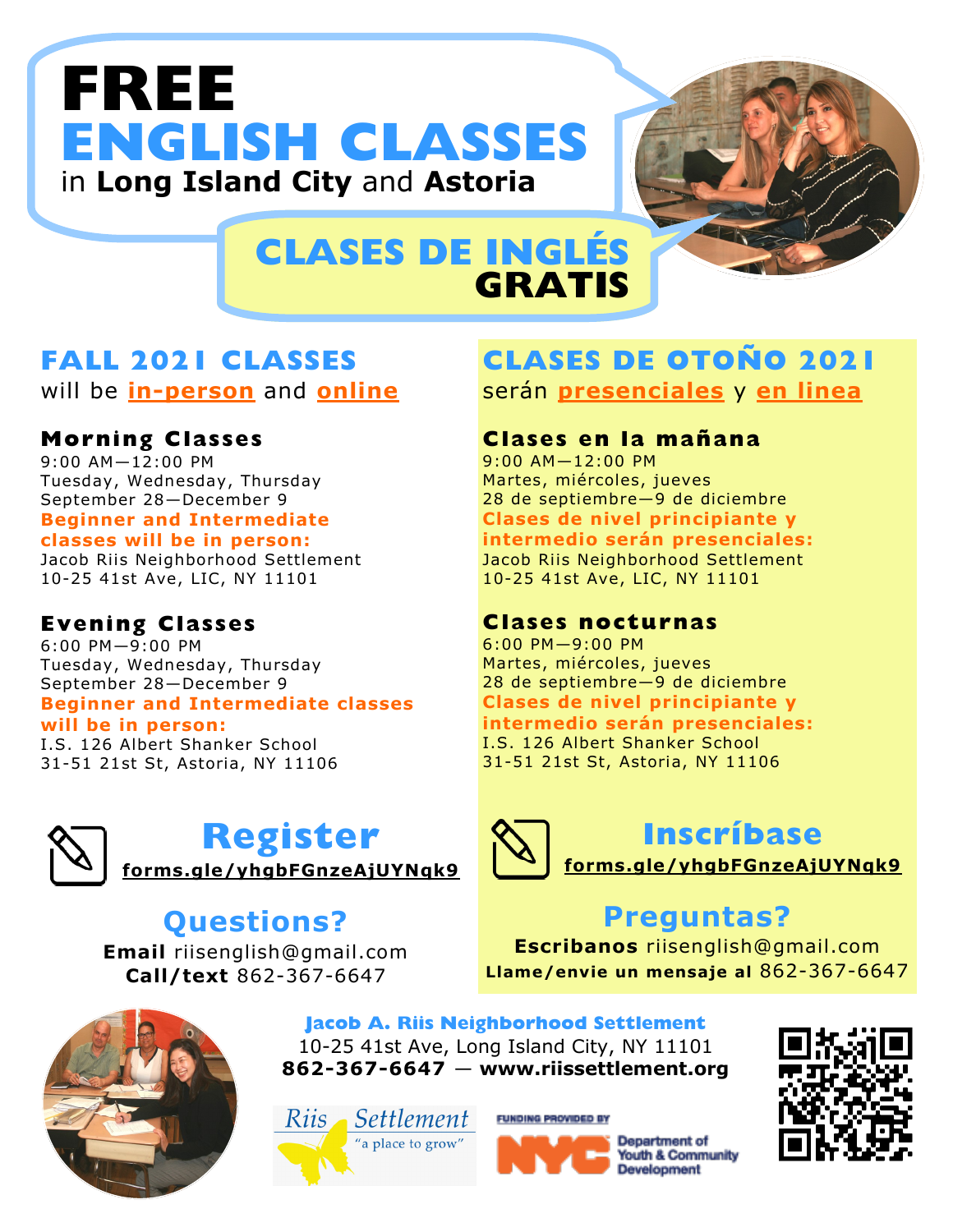# FREE ENGLISH CLASSES

in **Long Island City** and **Astoria**

# CLASES DE INGLÉS GRATIS

## FALL 2021 CLASSES

will be in-person and online

### Morning Classes

9:00 AM—12:00 PM
Tuesday, Wednesday, Thursday
September 28—December 9
**Beginner and Intermediate classes will be in person:**
Jacob Riis Neighborhood Settlement
10-25 41st Ave, LIC, NY 11101

### Evening Classes

6:00 PM—9:00 PM
Tuesday, Wednesday, Thursday
September 28—December 9
**Beginner and Intermediate classes will be in person:**
I.S. 126 Albert Shanker School
31-51 21st St, Astoria, NY 11106

## Register

**forms.gle/yhgbFGnzeAjUYNqk9**

## Questions?

**Email** riisenglish@gmail.com
**Call/text** 862-367-6647

## CLASES DE OTOÑO 2021

serán presenciales y en linea

### Clases en la mañana

9:00 AM—12:00 PM
Martes, miércoles, jueves
28 de septiembre—9 de diciembre
**Clases de nivel principiante y intermedio serán presenciales:**
Jacob Riis Neighborhood Settlement
10-25 41st Ave, LIC, NY 11101

### Clases nocturnas

6:00 PM—9:00 PM
Martes, miércoles, jueves
28 de septiembre—9 de diciembre
**Clases de nivel principiante y intermedio serán presenciales:**
I.S. 126 Albert Shanker School
31-51 21st St, Astoria, NY 11106

## Inscríbase

**forms.gle/yhgbFGnzeAjUYNqk9**

## Preguntas?

**Escribanos** riisenglish@gmail.com
**Llame/envie un mensaje al** 862-367-6647

---

**Jacob A. Riis Neighborhood Settlement**
10-25 41st Ave, Long Island City, NY 11101
**862-367-6647 — www.riissettlement.org**

Riis Settlement "a place to grow"

FUNDING PROVIDED BY NYC Department of Youth & Community Development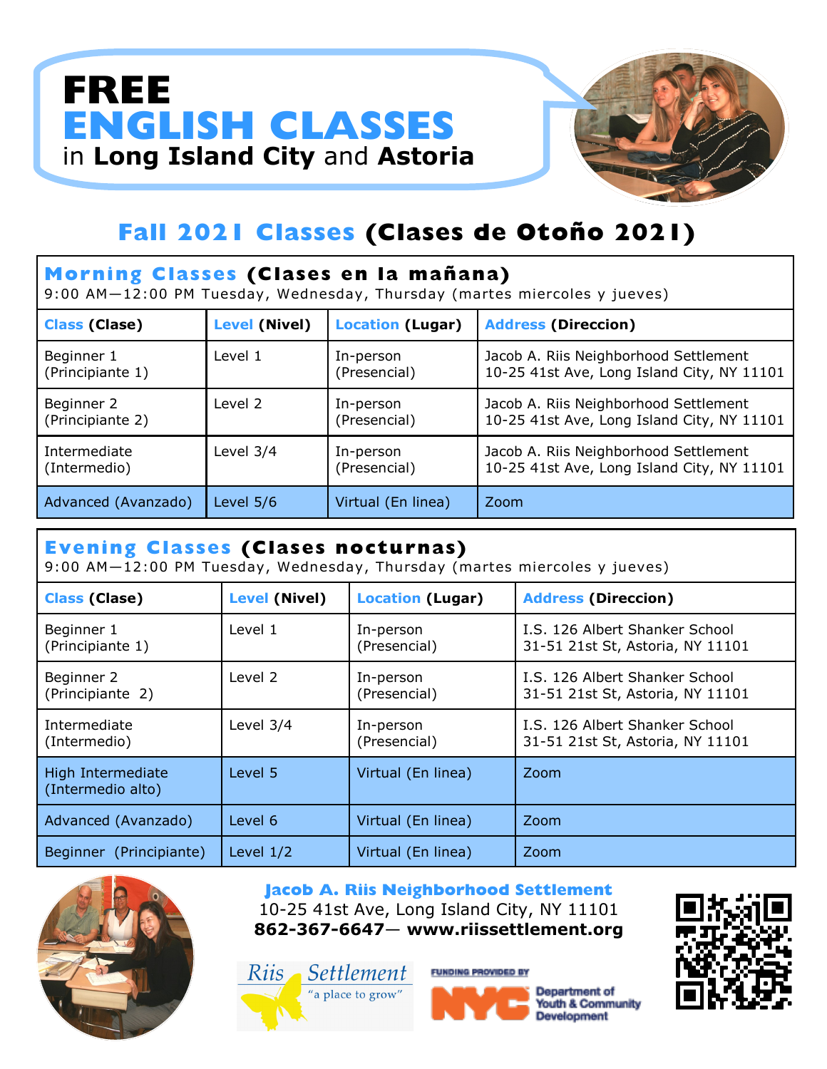# FREE ENGLISH CLASSES

in **Long Island City** and **Astoria**

## Fall 2021 Classes (Clases de Otoño 2021)

### Morning Classes (Clases en la mañana)

9:00 AM—12:00 PM Tuesday, Wednesday, Thursday (martes miercoles y jueves)

| Class (Clase) | Level (Nivel) | Location (Lugar) | Address (Direccion) |
|---|---|---|---|
| Beginner 1 (Principiante 1) | Level 1 | In-person (Presencial) | Jacob A. Riis Neighborhood Settlement 10-25 41st Ave, Long Island City, NY 11101 |
| Beginner 2 (Principiante 2) | Level 2 | In-person (Presencial) | Jacob A. Riis Neighborhood Settlement 10-25 41st Ave, Long Island City, NY 11101 |
| Intermediate (Intermedio) | Level 3/4 | In-person (Presencial) | Jacob A. Riis Neighborhood Settlement 10-25 41st Ave, Long Island City, NY 11101 |
| Advanced (Avanzado) | Level 5/6 | Virtual (En linea) | Zoom |

### Evening Classes (Clases nocturnas)

9:00 AM—12:00 PM Tuesday, Wednesday, Thursday (martes miercoles y jueves)

| Class (Clase) | Level (Nivel) | Location (Lugar) | Address (Direccion) |
|---|---|---|---|
| Beginner 1 (Principiante 1) | Level 1 | In-person (Presencial) | I.S. 126 Albert Shanker School 31-51 21st St, Astoria, NY 11101 |
| Beginner 2 (Principiante 2) | Level 2 | In-person (Presencial) | I.S. 126 Albert Shanker School 31-51 21st St, Astoria, NY 11101 |
| Intermediate (Intermedio) | Level 3/4 | In-person (Presencial) | I.S. 126 Albert Shanker School 31-51 21st St, Astoria, NY 11101 |
| High Intermediate (Intermedio alto) | Level 5 | Virtual (En linea) | Zoom |
| Advanced (Avanzado) | Level 6 | Virtual (En linea) | Zoom |
| Beginner (Principiante) | Level 1/2 | Virtual (En linea) | Zoom |

**Jacob A. Riis Neighborhood Settlement**
10-25 41st Ave, Long Island City, NY 11101
**862-367-6647— www.riissettlement.org**

Riis Settlement "a place to grow"

FUNDING PROVIDED BY NYC Department of Youth & Community Development